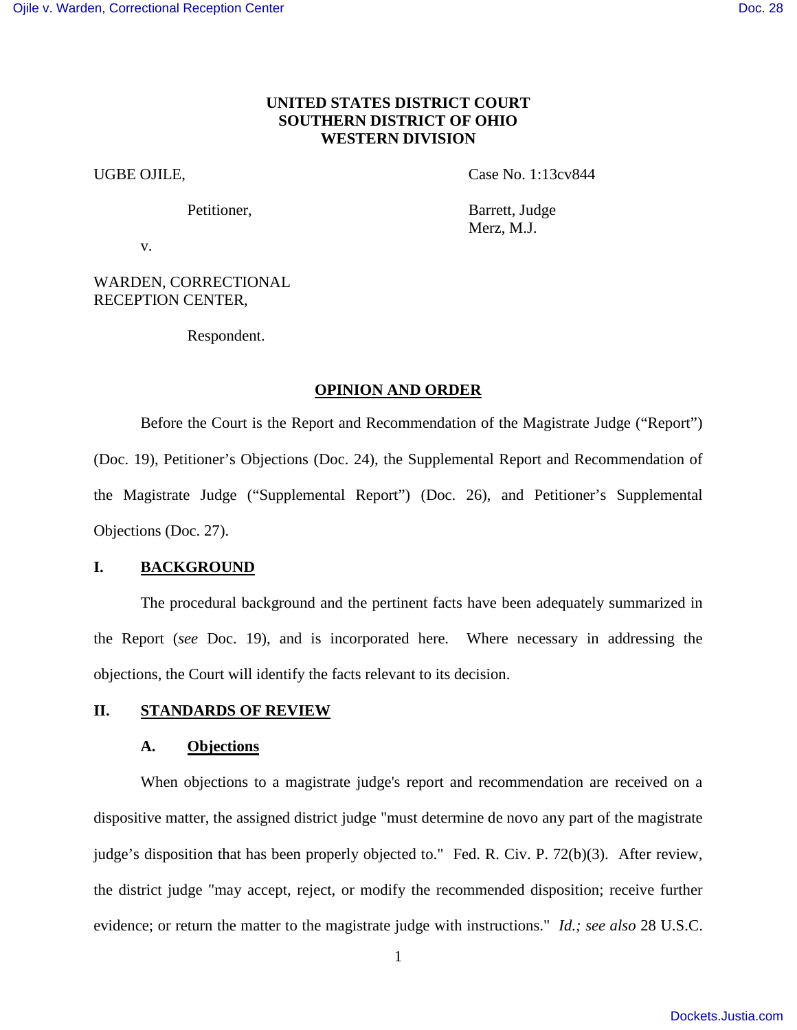**UNITED STATES DISTRICT COURT**
**SOUTHERN DISTRICT OF OHIO**
**WESTERN DIVISION**

UGBE OJILE,

Petitioner,

v.

WARDEN, CORRECTIONAL RECEPTION CENTER,

Respondent.

Case No. 1:13cv844

Barrett, Judge
Merz, M.J.

# OPINION AND ORDER

Before the Court is the Report and Recommendation of the Magistrate Judge ("Report") (Doc. 19), Petitioner's Objections (Doc. 24), the Supplemental Report and Recommendation of the Magistrate Judge ("Supplemental Report") (Doc. 26), and Petitioner's Supplemental Objections (Doc. 27).

## I. BACKGROUND

The procedural background and the pertinent facts have been adequately summarized in the Report (*see* Doc. 19), and is incorporated here. Where necessary in addressing the objections, the Court will identify the facts relevant to its decision.

## II. STANDARDS OF REVIEW

### A. Objections

When objections to a magistrate judge's report and recommendation are received on a dispositive matter, the assigned district judge "must determine de novo any part of the magistrate judge's disposition that has been properly objected to." Fed. R. Civ. P. 72(b)(3). After review, the district judge "may accept, reject, or modify the recommended disposition; receive further evidence; or return the matter to the magistrate judge with instructions." *Id.; see also* 28 U.S.C.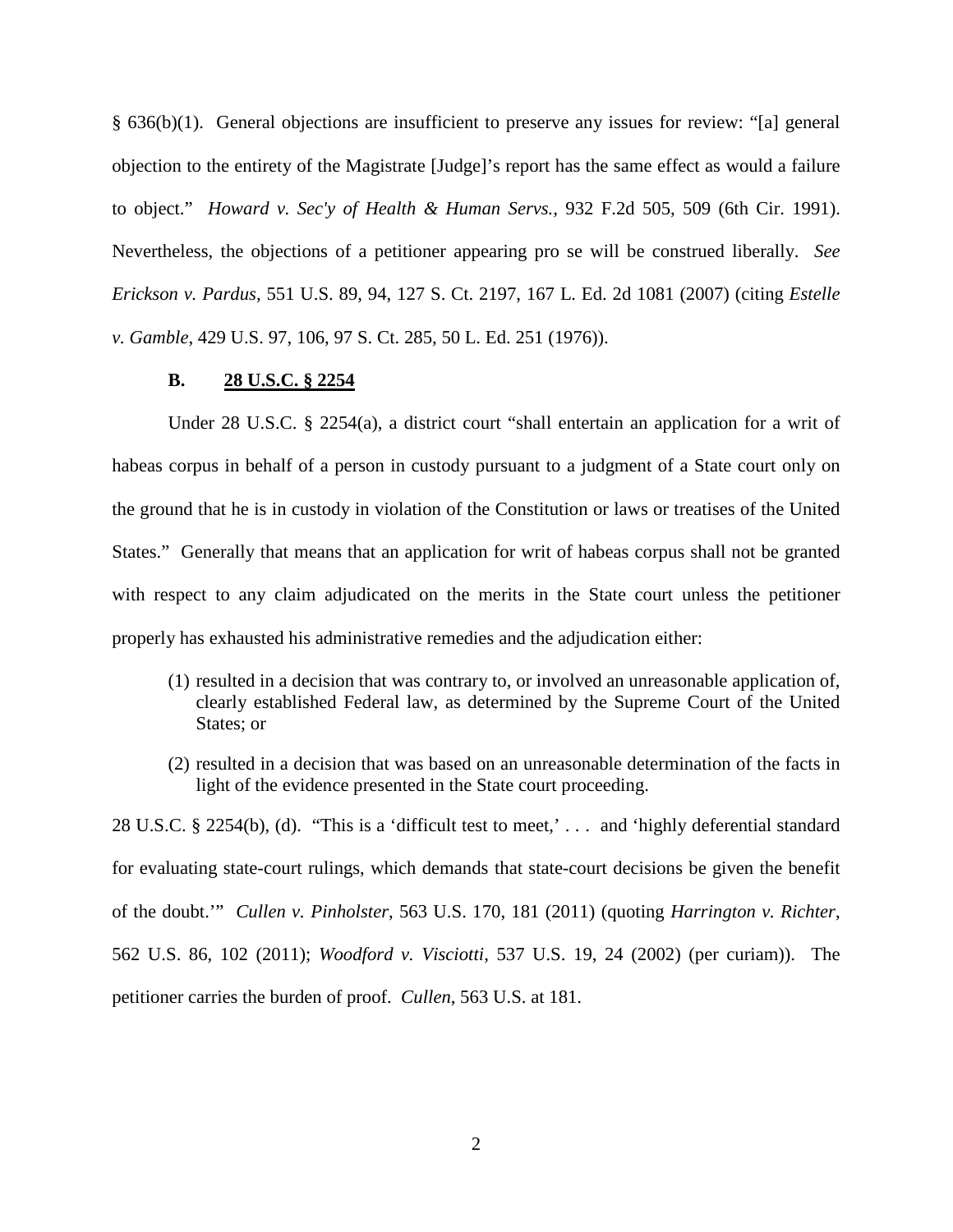§ 636(b)(1). General objections are insufficient to preserve any issues for review: "[a] general objection to the entirety of the Magistrate [Judge]'s report has the same effect as would a failure to object." *Howard v. Sec'y of Health & Human Servs.*, 932 F.2d 505, 509 (6th Cir. 1991). Nevertheless, the objections of a petitioner appearing pro se will be construed liberally. *See Erickson v. Pardus*, 551 U.S. 89, 94, 127 S. Ct. 2197, 167 L. Ed. 2d 1081 (2007) (citing *Estelle v. Gamble*, 429 U.S. 97, 106, 97 S. Ct. 285, 50 L. Ed. 251 (1976)).

### B. 28 U.S.C. § 2254

Under 28 U.S.C. § 2254(a), a district court "shall entertain an application for a writ of habeas corpus in behalf of a person in custody pursuant to a judgment of a State court only on the ground that he is in custody in violation of the Constitution or laws or treatises of the United States." Generally that means that an application for writ of habeas corpus shall not be granted with respect to any claim adjudicated on the merits in the State court unless the petitioner properly has exhausted his administrative remedies and the adjudication either:

> (1) resulted in a decision that was contrary to, or involved an unreasonable application of, clearly established Federal law, as determined by the Supreme Court of the United States; or
>
> (2) resulted in a decision that was based on an unreasonable determination of the facts in light of the evidence presented in the State court proceeding.

28 U.S.C. § 2254(b), (d). "This is a 'difficult test to meet,' . . . and 'highly deferential standard for evaluating state-court rulings, which demands that state-court decisions be given the benefit of the doubt.'" *Cullen v. Pinholster*, 563 U.S. 170, 181 (2011) (quoting *Harrington v. Richter*, 562 U.S. 86, 102 (2011); *Woodford v. Visciotti*, 537 U.S. 19, 24 (2002) (per curiam)). The petitioner carries the burden of proof. *Cullen*, 563 U.S. at 181.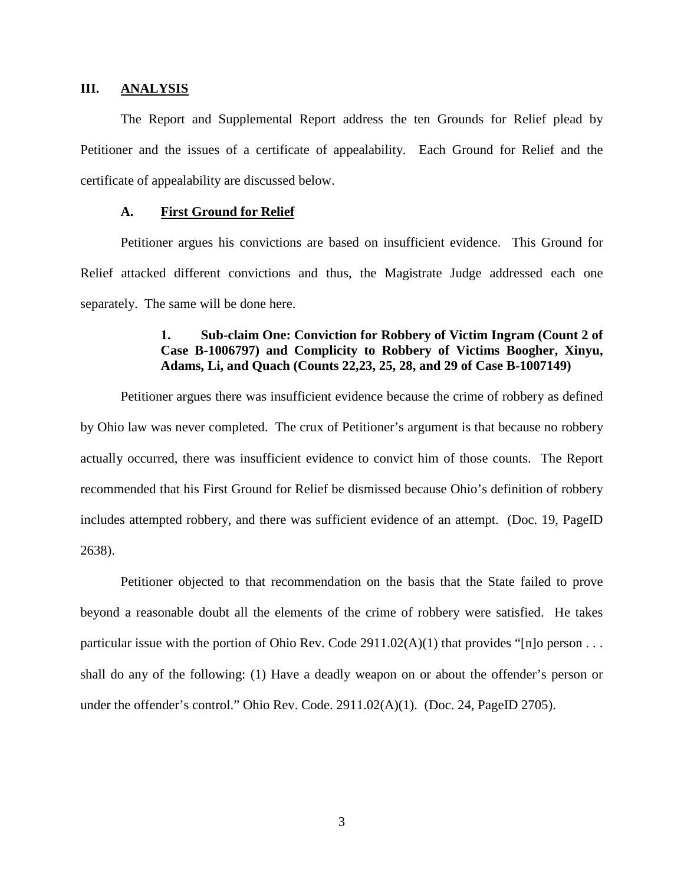## III. ANALYSIS

The Report and Supplemental Report address the ten Grounds for Relief plead by Petitioner and the issues of a certificate of appealability. Each Ground for Relief and the certificate of appealability are discussed below.

### A. First Ground for Relief

Petitioner argues his convictions are based on insufficient evidence. This Ground for Relief attacked different convictions and thus, the Magistrate Judge addressed each one separately. The same will be done here.

#### 1. Sub-claim One: Conviction for Robbery of Victim Ingram (Count 2 of Case B-1006797) and Complicity to Robbery of Victims Boogher, Xinyu, Adams, Li, and Quach (Counts 22,23, 25, 28, and 29 of Case B-1007149)

Petitioner argues there was insufficient evidence because the crime of robbery as defined by Ohio law was never completed. The crux of Petitioner's argument is that because no robbery actually occurred, there was insufficient evidence to convict him of those counts. The Report recommended that his First Ground for Relief be dismissed because Ohio's definition of robbery includes attempted robbery, and there was sufficient evidence of an attempt. (Doc. 19, PageID 2638).

Petitioner objected to that recommendation on the basis that the State failed to prove beyond a reasonable doubt all the elements of the crime of robbery were satisfied. He takes particular issue with the portion of Ohio Rev. Code 2911.02(A)(1) that provides "[n]o person . . . shall do any of the following: (1) Have a deadly weapon on or about the offender's person or under the offender's control." Ohio Rev. Code. 2911.02(A)(1). (Doc. 24, PageID 2705).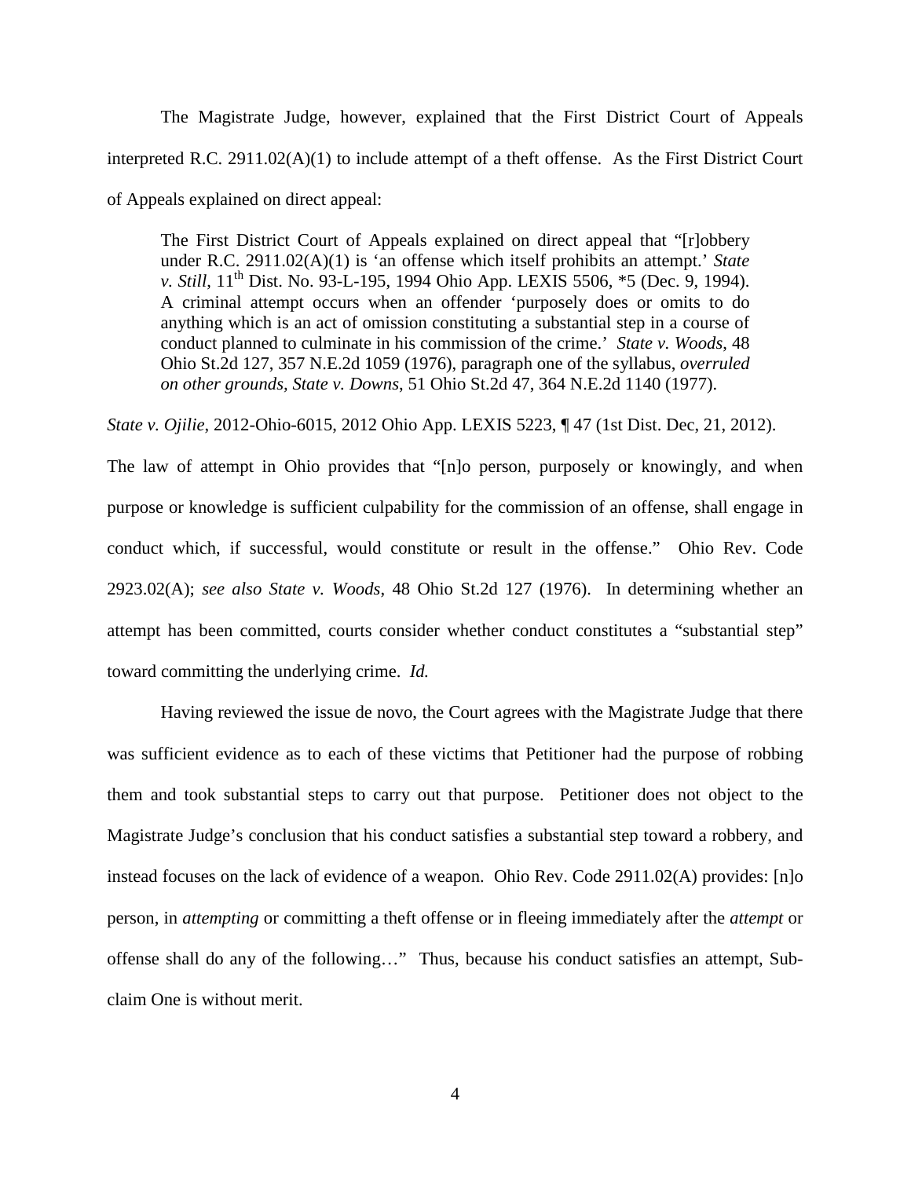The Magistrate Judge, however, explained that the First District Court of Appeals interpreted R.C. 2911.02(A)(1) to include attempt of a theft offense. As the First District Court of Appeals explained on direct appeal:

> The First District Court of Appeals explained on direct appeal that "[r]obbery under R.C. 2911.02(A)(1) is 'an offense which itself prohibits an attempt.' *State v. Still*, 11th Dist. No. 93-L-195, 1994 Ohio App. LEXIS 5506, *5 (Dec. 9, 1994). A criminal attempt occurs when an offender 'purposely does or omits to do anything which is an act of omission constituting a substantial step in a course of conduct planned to culminate in his commission of the crime.' *State v. Woods*, 48 Ohio St.2d 127, 357 N.E.2d 1059 (1976), paragraph one of the syllabus, *overruled on other grounds, State v. Downs*, 51 Ohio St.2d 47, 364 N.E.2d 1140 (1977).

*State v. Ojilie*, 2012-Ohio-6015, 2012 Ohio App. LEXIS 5223, ¶ 47 (1st Dist. Dec, 21, 2012). The law of attempt in Ohio provides that "[n]o person, purposely or knowingly, and when purpose or knowledge is sufficient culpability for the commission of an offense, shall engage in conduct which, if successful, would constitute or result in the offense." Ohio Rev. Code 2923.02(A); *see also State v. Woods*, 48 Ohio St.2d 127 (1976). In determining whether an attempt has been committed, courts consider whether conduct constitutes a "substantial step" toward committing the underlying crime. *Id.*

Having reviewed the issue de novo, the Court agrees with the Magistrate Judge that there was sufficient evidence as to each of these victims that Petitioner had the purpose of robbing them and took substantial steps to carry out that purpose. Petitioner does not object to the Magistrate Judge's conclusion that his conduct satisfies a substantial step toward a robbery, and instead focuses on the lack of evidence of a weapon. Ohio Rev. Code 2911.02(A) provides: [n]o person, in *attempting* or committing a theft offense or in fleeing immediately after the *attempt* or offense shall do any of the following…" Thus, because his conduct satisfies an attempt, Sub-claim One is without merit.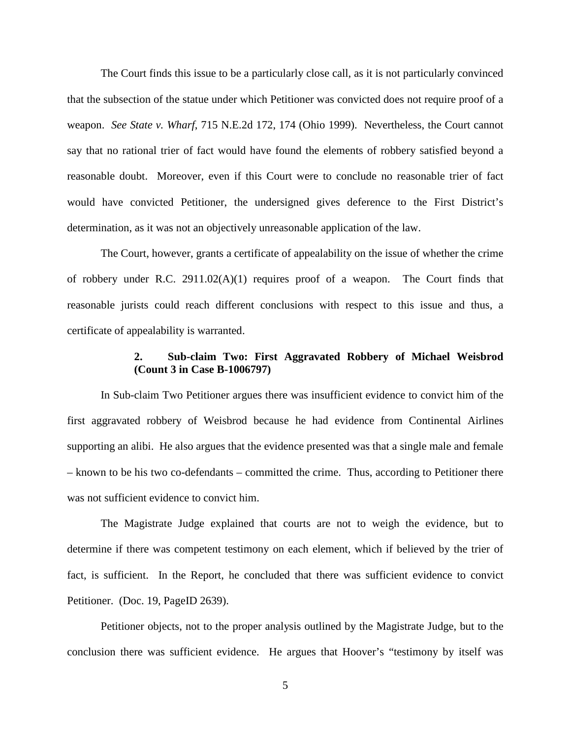The Court finds this issue to be a particularly close call, as it is not particularly convinced that the subsection of the statue under which Petitioner was convicted does not require proof of a weapon. *See State v. Wharf*, 715 N.E.2d 172, 174 (Ohio 1999). Nevertheless, the Court cannot say that no rational trier of fact would have found the elements of robbery satisfied beyond a reasonable doubt. Moreover, even if this Court were to conclude no reasonable trier of fact would have convicted Petitioner, the undersigned gives deference to the First District's determination, as it was not an objectively unreasonable application of the law.

The Court, however, grants a certificate of appealability on the issue of whether the crime of robbery under R.C. 2911.02(A)(1) requires proof of a weapon. The Court finds that reasonable jurists could reach different conclusions with respect to this issue and thus, a certificate of appealability is warranted.

### 2. Sub-claim Two: First Aggravated Robbery of Michael Weisbrod (Count 3 in Case B-1006797)

In Sub-claim Two Petitioner argues there was insufficient evidence to convict him of the first aggravated robbery of Weisbrod because he had evidence from Continental Airlines supporting an alibi. He also argues that the evidence presented was that a single male and female – known to be his two co-defendants – committed the crime. Thus, according to Petitioner there was not sufficient evidence to convict him.

The Magistrate Judge explained that courts are not to weigh the evidence, but to determine if there was competent testimony on each element, which if believed by the trier of fact, is sufficient. In the Report, he concluded that there was sufficient evidence to convict Petitioner. (Doc. 19, PageID 2639).

Petitioner objects, not to the proper analysis outlined by the Magistrate Judge, but to the conclusion there was sufficient evidence. He argues that Hoover's "testimony by itself was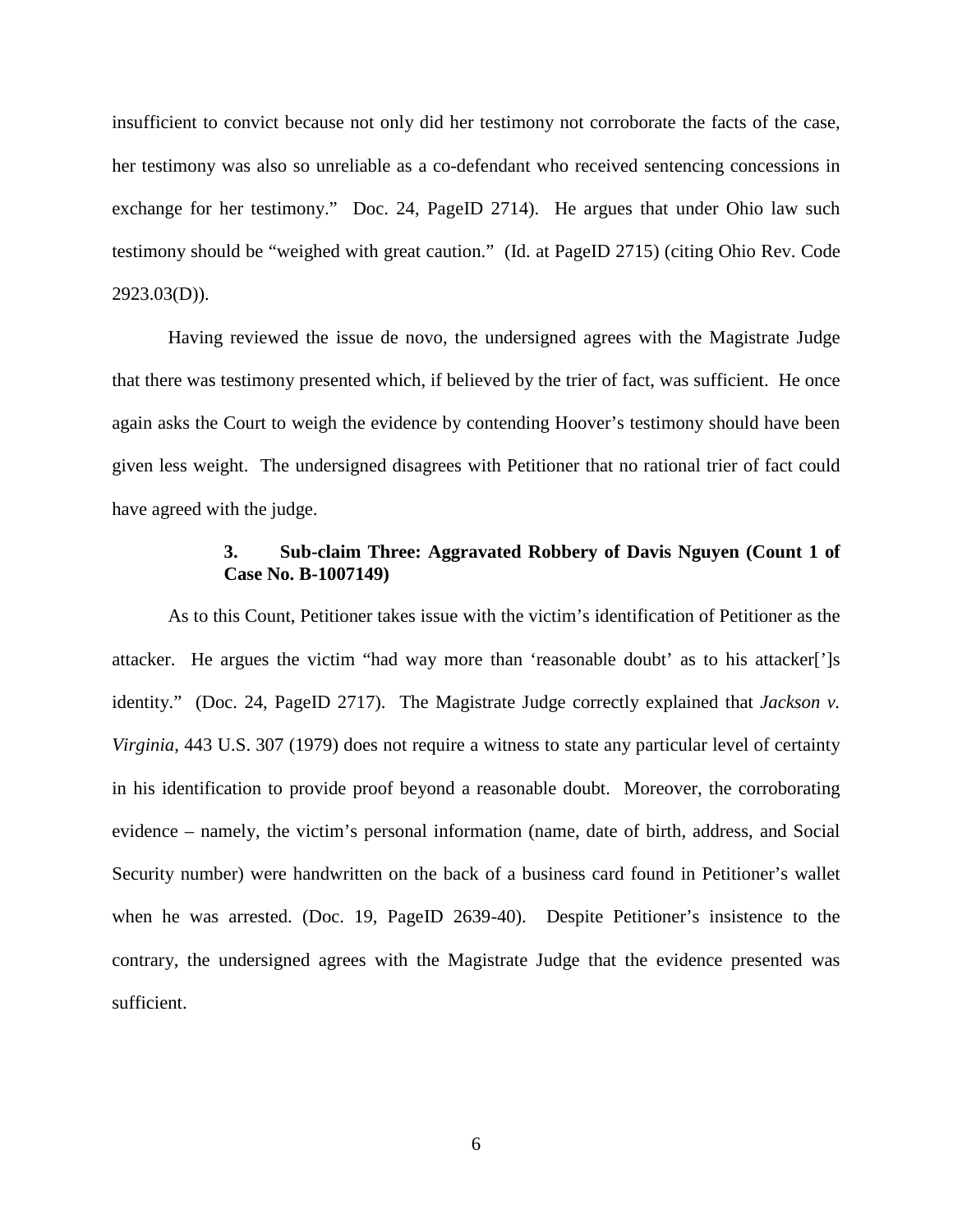insufficient to convict because not only did her testimony not corroborate the facts of the case, her testimony was also so unreliable as a co-defendant who received sentencing concessions in exchange for her testimony." Doc. 24, PageID 2714). He argues that under Ohio law such testimony should be "weighed with great caution." (Id. at PageID 2715) (citing Ohio Rev. Code 2923.03(D)).

Having reviewed the issue de novo, the undersigned agrees with the Magistrate Judge that there was testimony presented which, if believed by the trier of fact, was sufficient. He once again asks the Court to weigh the evidence by contending Hoover's testimony should have been given less weight. The undersigned disagrees with Petitioner that no rational trier of fact could have agreed with the judge.

### 3. Sub-claim Three: Aggravated Robbery of Davis Nguyen (Count 1 of Case No. B-1007149)

As to this Count, Petitioner takes issue with the victim's identification of Petitioner as the attacker. He argues the victim "had way more than 'reasonable doubt' as to his attacker[']s identity." (Doc. 24, PageID 2717). The Magistrate Judge correctly explained that *Jackson v. Virginia*, 443 U.S. 307 (1979) does not require a witness to state any particular level of certainty in his identification to provide proof beyond a reasonable doubt. Moreover, the corroborating evidence – namely, the victim's personal information (name, date of birth, address, and Social Security number) were handwritten on the back of a business card found in Petitioner's wallet when he was arrested. (Doc. 19, PageID 2639-40). Despite Petitioner's insistence to the contrary, the undersigned agrees with the Magistrate Judge that the evidence presented was sufficient.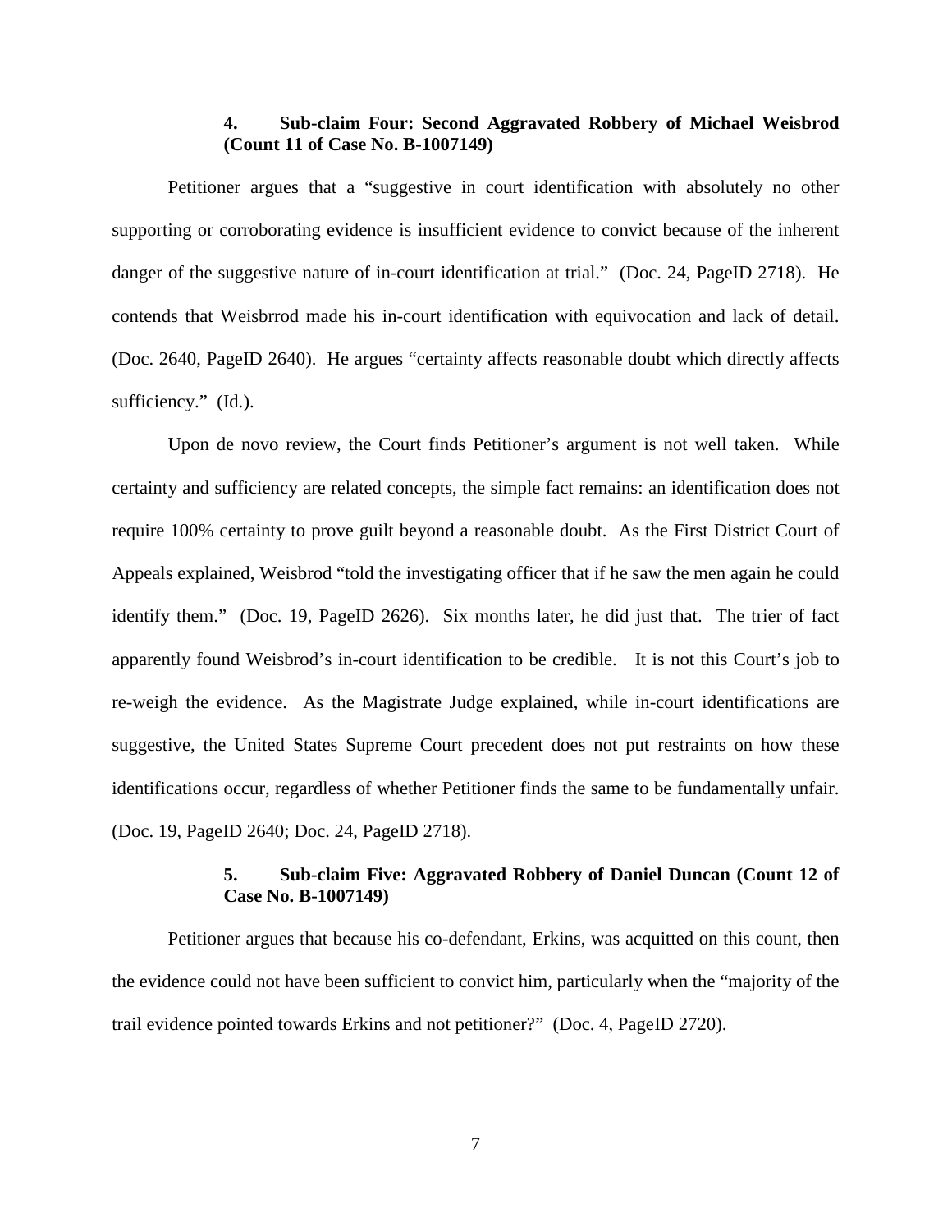#### 4. Sub-claim Four: Second Aggravated Robbery of Michael Weisbrod (Count 11 of Case No. B-1007149)

Petitioner argues that a "suggestive in court identification with absolutely no other supporting or corroborating evidence is insufficient evidence to convict because of the inherent danger of the suggestive nature of in-court identification at trial." (Doc. 24, PageID 2718). He contends that Weisbrrod made his in-court identification with equivocation and lack of detail. (Doc. 2640, PageID 2640). He argues "certainty affects reasonable doubt which directly affects sufficiency." (Id.).

Upon de novo review, the Court finds Petitioner's argument is not well taken. While certainty and sufficiency are related concepts, the simple fact remains: an identification does not require 100% certainty to prove guilt beyond a reasonable doubt. As the First District Court of Appeals explained, Weisbrod "told the investigating officer that if he saw the men again he could identify them." (Doc. 19, PageID 2626). Six months later, he did just that. The trier of fact apparently found Weisbrod's in-court identification to be credible. It is not this Court's job to re-weigh the evidence. As the Magistrate Judge explained, while in-court identifications are suggestive, the United States Supreme Court precedent does not put restraints on how these identifications occur, regardless of whether Petitioner finds the same to be fundamentally unfair. (Doc. 19, PageID 2640; Doc. 24, PageID 2718).

#### 5. Sub-claim Five: Aggravated Robbery of Daniel Duncan (Count 12 of Case No. B-1007149)

Petitioner argues that because his co-defendant, Erkins, was acquitted on this count, then the evidence could not have been sufficient to convict him, particularly when the "majority of the trail evidence pointed towards Erkins and not petitioner?" (Doc. 4, PageID 2720).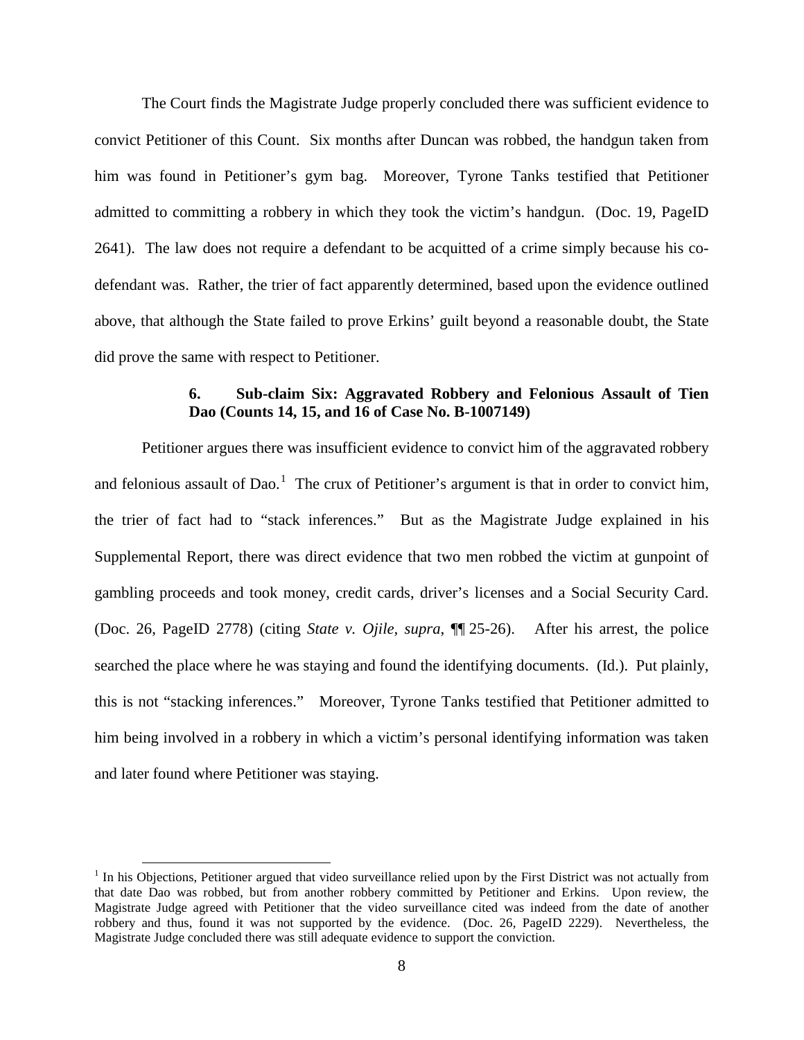The Court finds the Magistrate Judge properly concluded there was sufficient evidence to convict Petitioner of this Count. Six months after Duncan was robbed, the handgun taken from him was found in Petitioner's gym bag. Moreover, Tyrone Tanks testified that Petitioner admitted to committing a robbery in which they took the victim's handgun. (Doc. 19, PageID 2641). The law does not require a defendant to be acquitted of a crime simply because his co-defendant was. Rather, the trier of fact apparently determined, based upon the evidence outlined above, that although the State failed to prove Erkins' guilt beyond a reasonable doubt, the State did prove the same with respect to Petitioner.

#### 6. Sub-claim Six: Aggravated Robbery and Felonious Assault of Tien Dao (Counts 14, 15, and 16 of Case No. B-1007149)

Petitioner argues there was insufficient evidence to convict him of the aggravated robbery and felonious assault of Dao.[1] The crux of Petitioner's argument is that in order to convict him, the trier of fact had to "stack inferences." But as the Magistrate Judge explained in his Supplemental Report, there was direct evidence that two men robbed the victim at gunpoint of gambling proceeds and took money, credit cards, driver's licenses and a Social Security Card. (Doc. 26, PageID 2778) (citing *State v. Ojile, supra*, ¶¶ 25-26). After his arrest, the police searched the place where he was staying and found the identifying documents. (Id.). Put plainly, this is not "stacking inferences." Moreover, Tyrone Tanks testified that Petitioner admitted to him being involved in a robbery in which a victim's personal identifying information was taken and later found where Petitioner was staying.

---

[1] In his Objections, Petitioner argued that video surveillance relied upon by the First District was not actually from that date Dao was robbed, but from another robbery committed by Petitioner and Erkins. Upon review, the Magistrate Judge agreed with Petitioner that the video surveillance cited was indeed from the date of another robbery and thus, found it was not supported by the evidence. (Doc. 26, PageID 2229). Nevertheless, the Magistrate Judge concluded there was still adequate evidence to support the conviction.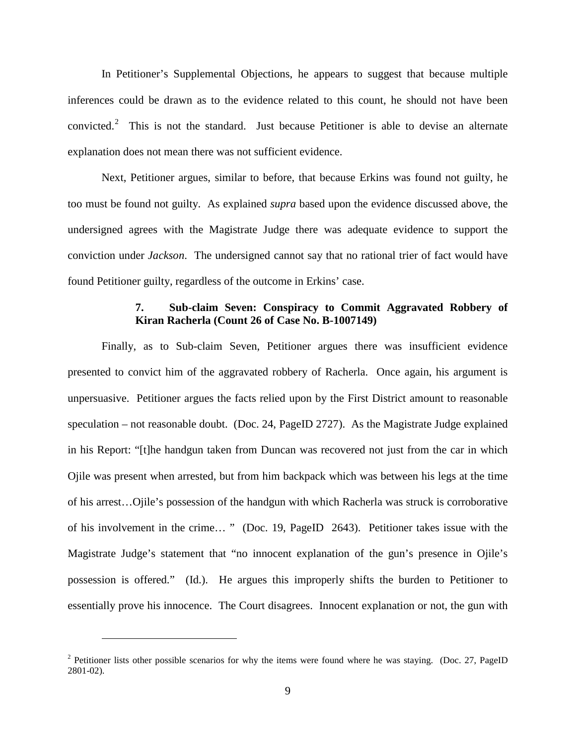In Petitioner's Supplemental Objections, he appears to suggest that because multiple inferences could be drawn as to the evidence related to this count, he should not have been convicted.[2] This is not the standard. Just because Petitioner is able to devise an alternate explanation does not mean there was not sufficient evidence.

Next, Petitioner argues, similar to before, that because Erkins was found not guilty, he too must be found not guilty. As explained *supra* based upon the evidence discussed above, the undersigned agrees with the Magistrate Judge there was adequate evidence to support the conviction under *Jackson*. The undersigned cannot say that no rational trier of fact would have found Petitioner guilty, regardless of the outcome in Erkins' case.

### 7. Sub-claim Seven: Conspiracy to Commit Aggravated Robbery of Kiran Racherla (Count 26 of Case No. B-1007149)

Finally, as to Sub-claim Seven, Petitioner argues there was insufficient evidence presented to convict him of the aggravated robbery of Racherla. Once again, his argument is unpersuasive. Petitioner argues the facts relied upon by the First District amount to reasonable speculation – not reasonable doubt. (Doc. 24, PageID 2727). As the Magistrate Judge explained in his Report: "[t]he handgun taken from Duncan was recovered not just from the car in which Ojile was present when arrested, but from him backpack which was between his legs at the time of his arrest…Ojile's possession of the handgun with which Racherla was struck is corroborative of his involvement in the crime… " (Doc. 19, PageID 2643). Petitioner takes issue with the Magistrate Judge's statement that "no innocent explanation of the gun's presence in Ojile's possession is offered." (Id.). He argues this improperly shifts the burden to Petitioner to essentially prove his innocence. The Court disagrees. Innocent explanation or not, the gun with

---

[2] Petitioner lists other possible scenarios for why the items were found where he was staying. (Doc. 27, PageID 2801-02).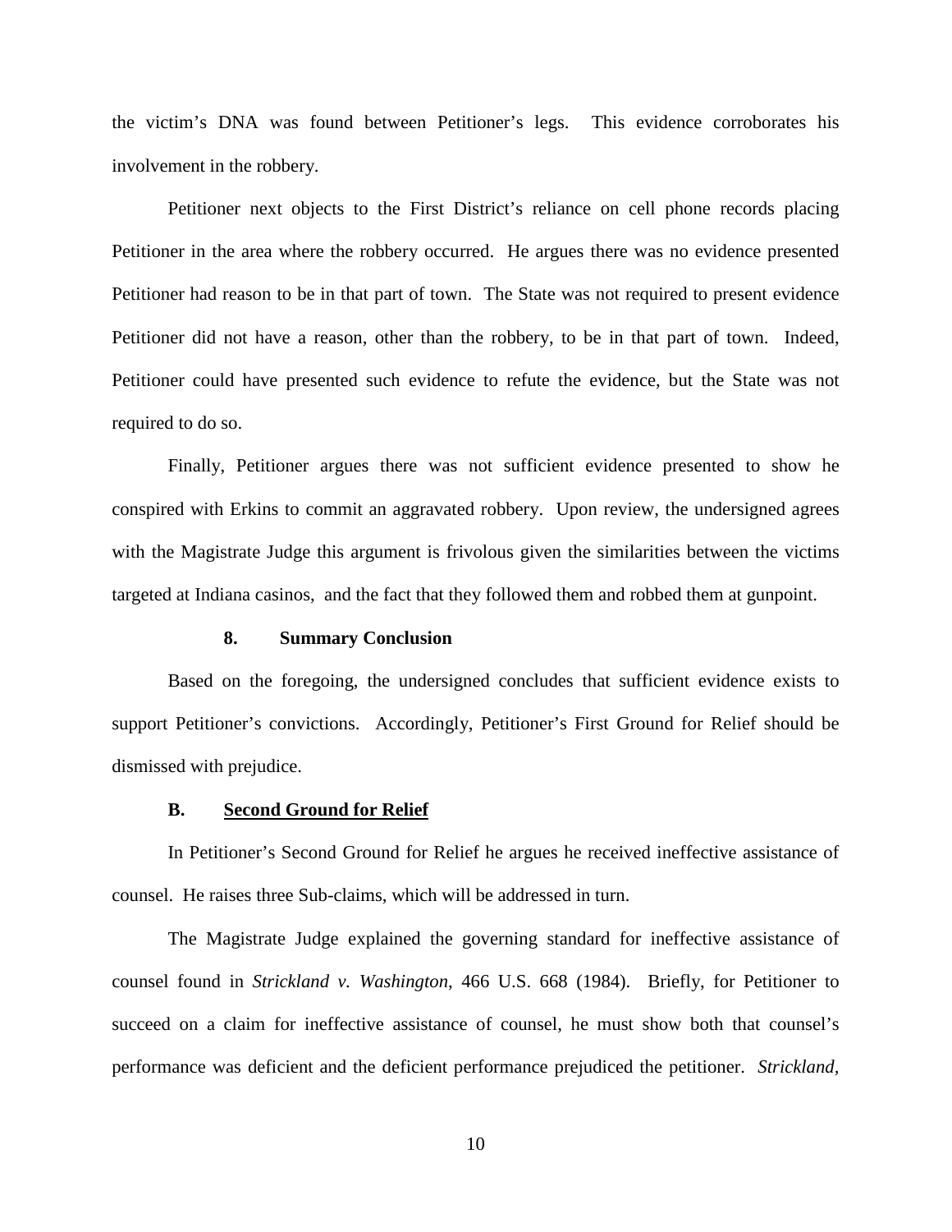the victim's DNA was found between Petitioner's legs. This evidence corroborates his involvement in the robbery.

Petitioner next objects to the First District's reliance on cell phone records placing Petitioner in the area where the robbery occurred. He argues there was no evidence presented Petitioner had reason to be in that part of town. The State was not required to present evidence Petitioner did not have a reason, other than the robbery, to be in that part of town. Indeed, Petitioner could have presented such evidence to refute the evidence, but the State was not required to do so.

Finally, Petitioner argues there was not sufficient evidence presented to show he conspired with Erkins to commit an aggravated robbery. Upon review, the undersigned agrees with the Magistrate Judge this argument is frivolous given the similarities between the victims targeted at Indiana casinos, and the fact that they followed them and robbed them at gunpoint.

#### 8. Summary Conclusion

Based on the foregoing, the undersigned concludes that sufficient evidence exists to support Petitioner's convictions. Accordingly, Petitioner's First Ground for Relief should be dismissed with prejudice.

### B. Second Ground for Relief

In Petitioner's Second Ground for Relief he argues he received ineffective assistance of counsel. He raises three Sub-claims, which will be addressed in turn.

The Magistrate Judge explained the governing standard for ineffective assistance of counsel found in *Strickland v. Washington*, 466 U.S. 668 (1984). Briefly, for Petitioner to succeed on a claim for ineffective assistance of counsel, he must show both that counsel's performance was deficient and the deficient performance prejudiced the petitioner. *Strickland*,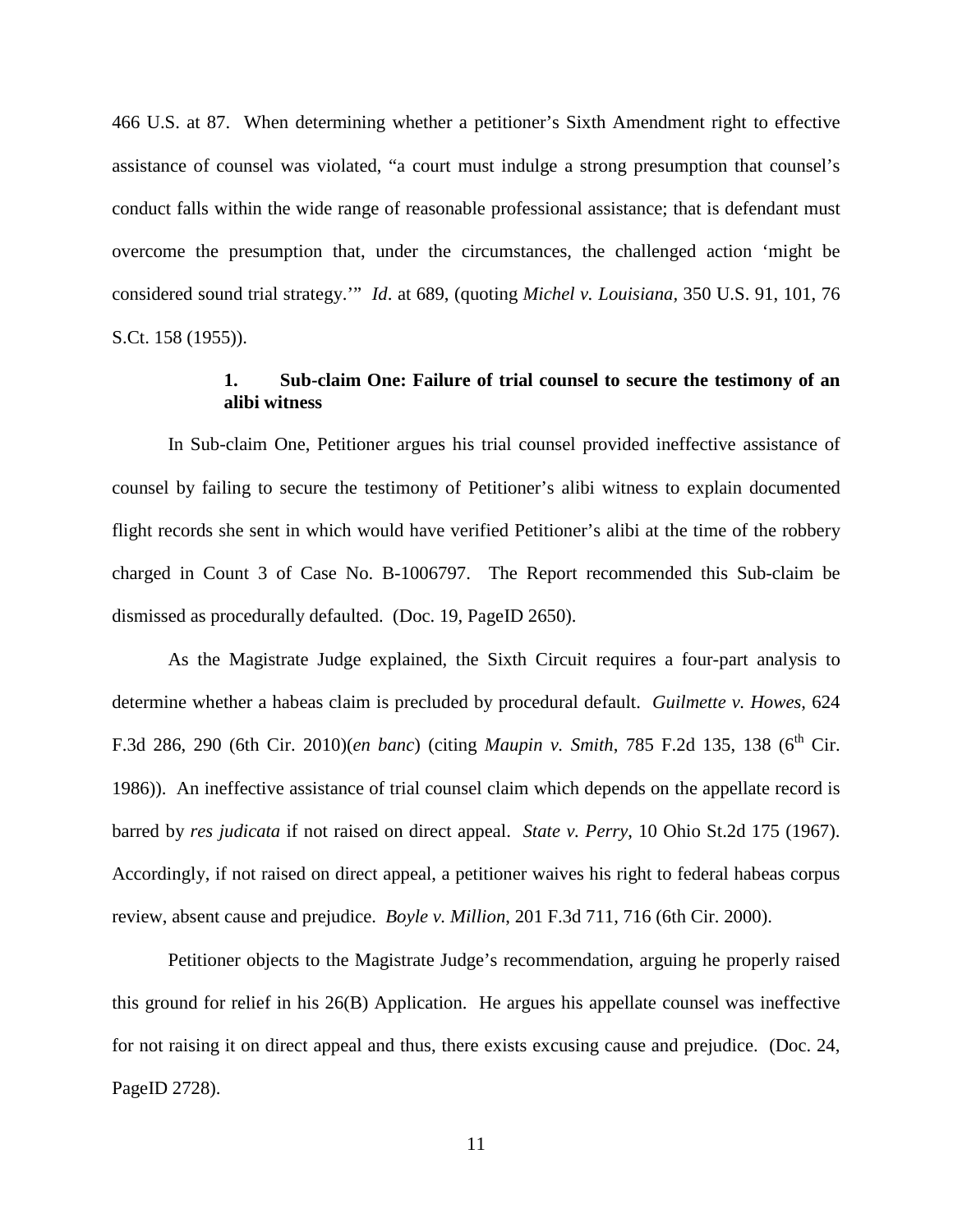466 U.S. at 87. When determining whether a petitioner's Sixth Amendment right to effective assistance of counsel was violated, "a court must indulge a strong presumption that counsel's conduct falls within the wide range of reasonable professional assistance; that is defendant must overcome the presumption that, under the circumstances, the challenged action 'might be considered sound trial strategy.'" *Id*. at 689, (quoting *Michel v. Louisiana*, 350 U.S. 91, 101, 76 S.Ct. 158 (1955)).

### 1. Sub-claim One: Failure of trial counsel to secure the testimony of an alibi witness

In Sub-claim One, Petitioner argues his trial counsel provided ineffective assistance of counsel by failing to secure the testimony of Petitioner's alibi witness to explain documented flight records she sent in which would have verified Petitioner's alibi at the time of the robbery charged in Count 3 of Case No. B-1006797. The Report recommended this Sub-claim be dismissed as procedurally defaulted. (Doc. 19, PageID 2650).

As the Magistrate Judge explained, the Sixth Circuit requires a four-part analysis to determine whether a habeas claim is precluded by procedural default. *Guilmette v. Howes*, 624 F.3d 286, 290 (6th Cir. 2010)(*en banc*) (citing *Maupin v. Smith*, 785 F.2d 135, 138 (6th Cir. 1986)). An ineffective assistance of trial counsel claim which depends on the appellate record is barred by *res judicata* if not raised on direct appeal. *State v. Perry*, 10 Ohio St.2d 175 (1967). Accordingly, if not raised on direct appeal, a petitioner waives his right to federal habeas corpus review, absent cause and prejudice. *Boyle v. Million*, 201 F.3d 711, 716 (6th Cir. 2000).

Petitioner objects to the Magistrate Judge's recommendation, arguing he properly raised this ground for relief in his 26(B) Application. He argues his appellate counsel was ineffective for not raising it on direct appeal and thus, there exists excusing cause and prejudice. (Doc. 24, PageID 2728).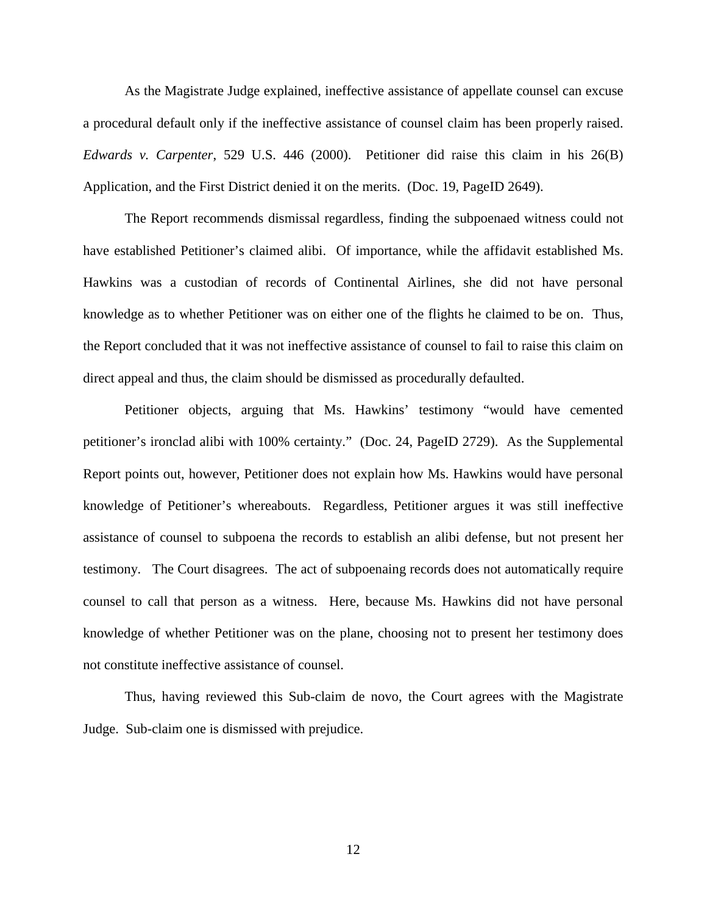As the Magistrate Judge explained, ineffective assistance of appellate counsel can excuse a procedural default only if the ineffective assistance of counsel claim has been properly raised. *Edwards v. Carpenter*, 529 U.S. 446 (2000). Petitioner did raise this claim in his 26(B) Application, and the First District denied it on the merits. (Doc. 19, PageID 2649).

The Report recommends dismissal regardless, finding the subpoenaed witness could not have established Petitioner's claimed alibi. Of importance, while the affidavit established Ms. Hawkins was a custodian of records of Continental Airlines, she did not have personal knowledge as to whether Petitioner was on either one of the flights he claimed to be on. Thus, the Report concluded that it was not ineffective assistance of counsel to fail to raise this claim on direct appeal and thus, the claim should be dismissed as procedurally defaulted.

Petitioner objects, arguing that Ms. Hawkins' testimony "would have cemented petitioner's ironclad alibi with 100% certainty." (Doc. 24, PageID 2729). As the Supplemental Report points out, however, Petitioner does not explain how Ms. Hawkins would have personal knowledge of Petitioner's whereabouts. Regardless, Petitioner argues it was still ineffective assistance of counsel to subpoena the records to establish an alibi defense, but not present her testimony. The Court disagrees. The act of subpoenaing records does not automatically require counsel to call that person as a witness. Here, because Ms. Hawkins did not have personal knowledge of whether Petitioner was on the plane, choosing not to present her testimony does not constitute ineffective assistance of counsel.

Thus, having reviewed this Sub-claim de novo, the Court agrees with the Magistrate Judge. Sub-claim one is dismissed with prejudice.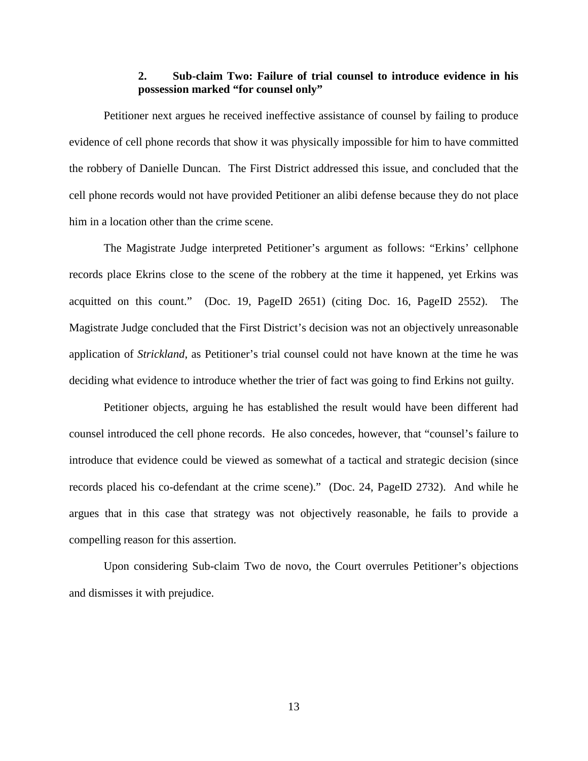### 2. Sub-claim Two: Failure of trial counsel to introduce evidence in his possession marked "for counsel only"

Petitioner next argues he received ineffective assistance of counsel by failing to produce evidence of cell phone records that show it was physically impossible for him to have committed the robbery of Danielle Duncan. The First District addressed this issue, and concluded that the cell phone records would not have provided Petitioner an alibi defense because they do not place him in a location other than the crime scene.

The Magistrate Judge interpreted Petitioner's argument as follows: "Erkins' cellphone records place Ekrins close to the scene of the robbery at the time it happened, yet Erkins was acquitted on this count." (Doc. 19, PageID 2651) (citing Doc. 16, PageID 2552). The Magistrate Judge concluded that the First District's decision was not an objectively unreasonable application of *Strickland*, as Petitioner's trial counsel could not have known at the time he was deciding what evidence to introduce whether the trier of fact was going to find Erkins not guilty.

Petitioner objects, arguing he has established the result would have been different had counsel introduced the cell phone records. He also concedes, however, that "counsel's failure to introduce that evidence could be viewed as somewhat of a tactical and strategic decision (since records placed his co-defendant at the crime scene)." (Doc. 24, PageID 2732). And while he argues that in this case that strategy was not objectively reasonable, he fails to provide a compelling reason for this assertion.

Upon considering Sub-claim Two de novo, the Court overrules Petitioner's objections and dismisses it with prejudice.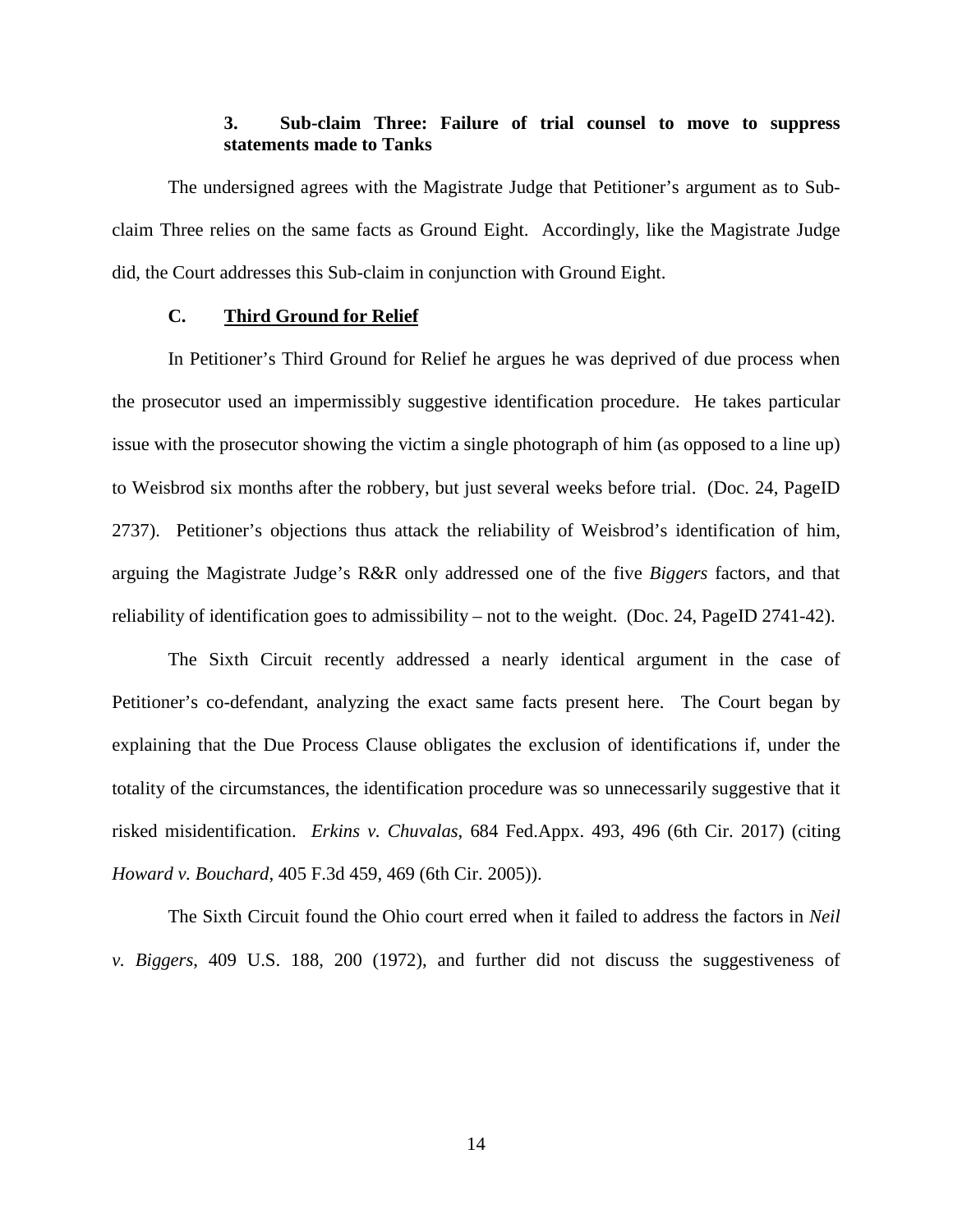### 3. Sub-claim Three: Failure of trial counsel to move to suppress statements made to Tanks

The undersigned agrees with the Magistrate Judge that Petitioner's argument as to Sub-claim Three relies on the same facts as Ground Eight. Accordingly, like the Magistrate Judge did, the Court addresses this Sub-claim in conjunction with Ground Eight.

## C. Third Ground for Relief

In Petitioner's Third Ground for Relief he argues he was deprived of due process when the prosecutor used an impermissibly suggestive identification procedure. He takes particular issue with the prosecutor showing the victim a single photograph of him (as opposed to a line up) to Weisbrod six months after the robbery, but just several weeks before trial. (Doc. 24, PageID 2737). Petitioner's objections thus attack the reliability of Weisbrod's identification of him, arguing the Magistrate Judge's R&R only addressed one of the five *Biggers* factors, and that reliability of identification goes to admissibility – not to the weight. (Doc. 24, PageID 2741-42).

The Sixth Circuit recently addressed a nearly identical argument in the case of Petitioner's co-defendant, analyzing the exact same facts present here. The Court began by explaining that the Due Process Clause obligates the exclusion of identifications if, under the totality of the circumstances, the identification procedure was so unnecessarily suggestive that it risked misidentification. *Erkins v. Chuvalas*, 684 Fed.Appx. 493, 496 (6th Cir. 2017) (citing *Howard v. Bouchard*, 405 F.3d 459, 469 (6th Cir. 2005)).

The Sixth Circuit found the Ohio court erred when it failed to address the factors in *Neil v. Biggers*, 409 U.S. 188, 200 (1972), and further did not discuss the suggestiveness of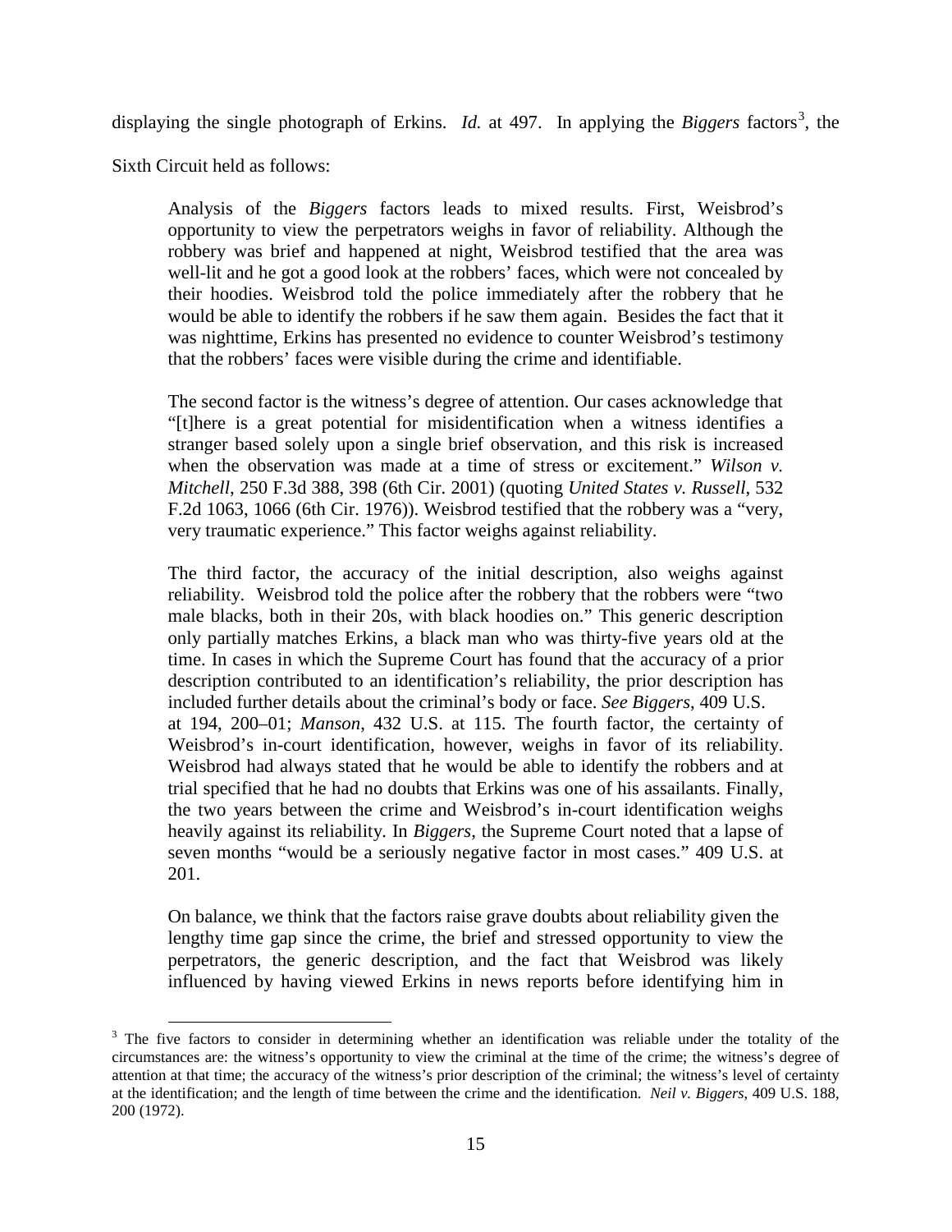displaying the single photograph of Erkins. *Id.* at 497. In applying the *Biggers* factors[3], the Sixth Circuit held as follows:

> Analysis of the *Biggers* factors leads to mixed results. First, Weisbrod's opportunity to view the perpetrators weighs in favor of reliability. Although the robbery was brief and happened at night, Weisbrod testified that the area was well-lit and he got a good look at the robbers' faces, which were not concealed by their hoodies. Weisbrod told the police immediately after the robbery that he would be able to identify the robbers if he saw them again. Besides the fact that it was nighttime, Erkins has presented no evidence to counter Weisbrod's testimony that the robbers' faces were visible during the crime and identifiable.
>
> The second factor is the witness's degree of attention. Our cases acknowledge that "[t]here is a great potential for misidentification when a witness identifies a stranger based solely upon a single brief observation, and this risk is increased when the observation was made at a time of stress or excitement." *Wilson v. Mitchell*, 250 F.3d 388, 398 (6th Cir. 2001) (quoting *United States v. Russell*, 532 F.2d 1063, 1066 (6th Cir. 1976)). Weisbrod testified that the robbery was a "very, very traumatic experience." This factor weighs against reliability.
>
> The third factor, the accuracy of the initial description, also weighs against reliability. Weisbrod told the police after the robbery that the robbers were "two male blacks, both in their 20s, with black hoodies on." This generic description only partially matches Erkins, a black man who was thirty-five years old at the time. In cases in which the Supreme Court has found that the accuracy of a prior description contributed to an identification's reliability, the prior description has included further details about the criminal's body or face. *See Biggers*, 409 U.S. at 194, 200–01; *Manson*, 432 U.S. at 115. The fourth factor, the certainty of Weisbrod's in-court identification, however, weighs in favor of its reliability. Weisbrod had always stated that he would be able to identify the robbers and at trial specified that he had no doubts that Erkins was one of his assailants. Finally, the two years between the crime and Weisbrod's in-court identification weighs heavily against its reliability. In *Biggers*, the Supreme Court noted that a lapse of seven months "would be a seriously negative factor in most cases." 409 U.S. at 201.
>
> On balance, we think that the factors raise grave doubts about reliability given the lengthy time gap since the crime, the brief and stressed opportunity to view the perpetrators, the generic description, and the fact that Weisbrod was likely influenced by having viewed Erkins in news reports before identifying him in

[3] The five factors to consider in determining whether an identification was reliable under the totality of the circumstances are: the witness's opportunity to view the criminal at the time of the crime; the witness's degree of attention at that time; the accuracy of the witness's prior description of the criminal; the witness's level of certainty at the identification; and the length of time between the crime and the identification. *Neil v. Biggers*, 409 U.S. 188, 200 (1972).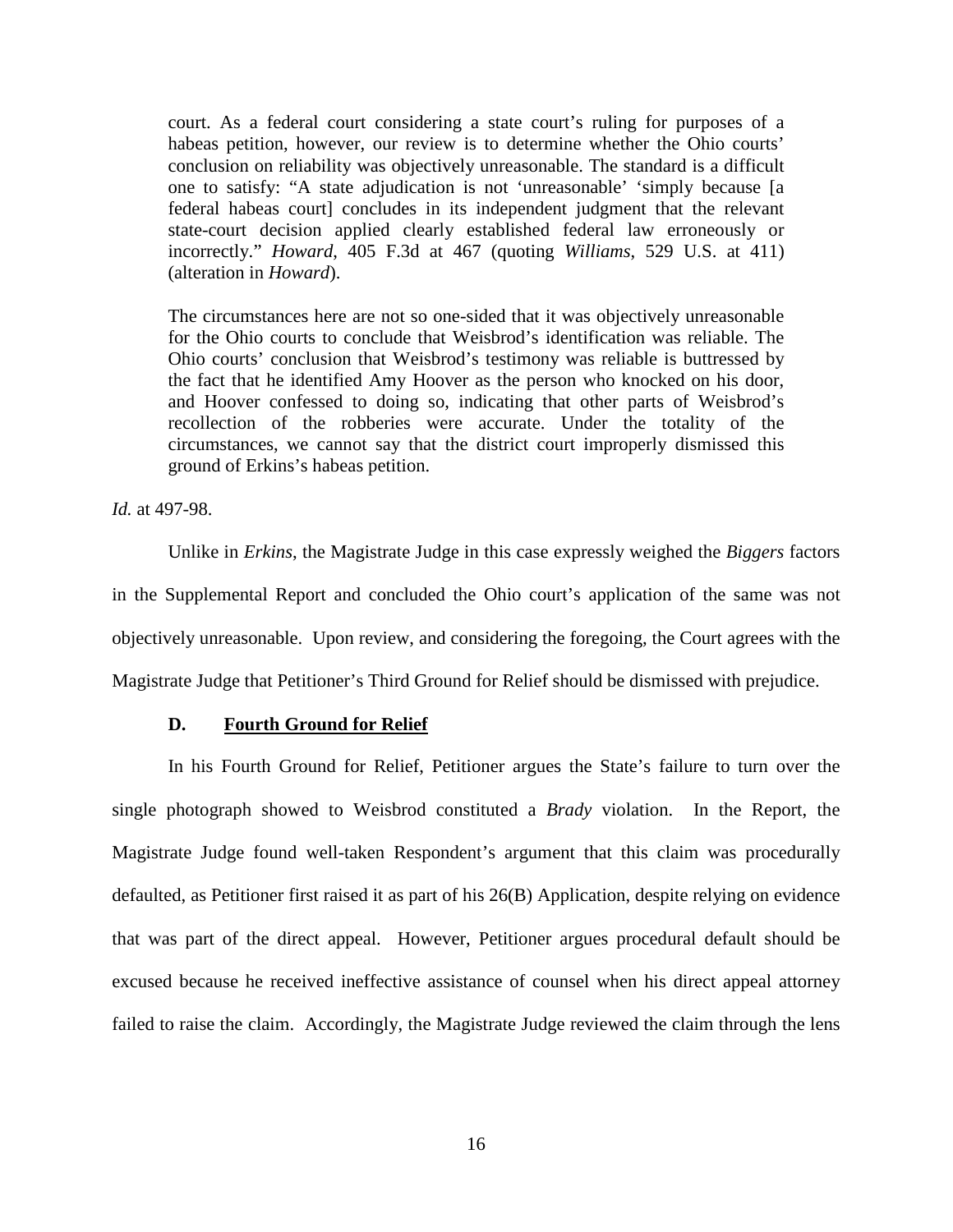> court. As a federal court considering a state court's ruling for purposes of a habeas petition, however, our review is to determine whether the Ohio courts' conclusion on reliability was objectively unreasonable. The standard is a difficult one to satisfy: "A state adjudication is not 'unreasonable' 'simply because [a federal habeas court] concludes in its independent judgment that the relevant state-court decision applied clearly established federal law erroneously or incorrectly." *Howard*, 405 F.3d at 467 (quoting *Williams*, 529 U.S. at 411) (alteration in *Howard*).
>
> The circumstances here are not so one-sided that it was objectively unreasonable for the Ohio courts to conclude that Weisbrod's identification was reliable. The Ohio courts' conclusion that Weisbrod's testimony was reliable is buttressed by the fact that he identified Amy Hoover as the person who knocked on his door, and Hoover confessed to doing so, indicating that other parts of Weisbrod's recollection of the robberies were accurate. Under the totality of the circumstances, we cannot say that the district court improperly dismissed this ground of Erkins's habeas petition.

*Id.* at 497-98.

Unlike in *Erkins*, the Magistrate Judge in this case expressly weighed the *Biggers* factors in the Supplemental Report and concluded the Ohio court's application of the same was not objectively unreasonable. Upon review, and considering the foregoing, the Court agrees with the Magistrate Judge that Petitioner's Third Ground for Relief should be dismissed with prejudice.

### D. Fourth Ground for Relief

In his Fourth Ground for Relief, Petitioner argues the State's failure to turn over the single photograph showed to Weisbrod constituted a *Brady* violation. In the Report, the Magistrate Judge found well-taken Respondent's argument that this claim was procedurally defaulted, as Petitioner first raised it as part of his 26(B) Application, despite relying on evidence that was part of the direct appeal. However, Petitioner argues procedural default should be excused because he received ineffective assistance of counsel when his direct appeal attorney failed to raise the claim. Accordingly, the Magistrate Judge reviewed the claim through the lens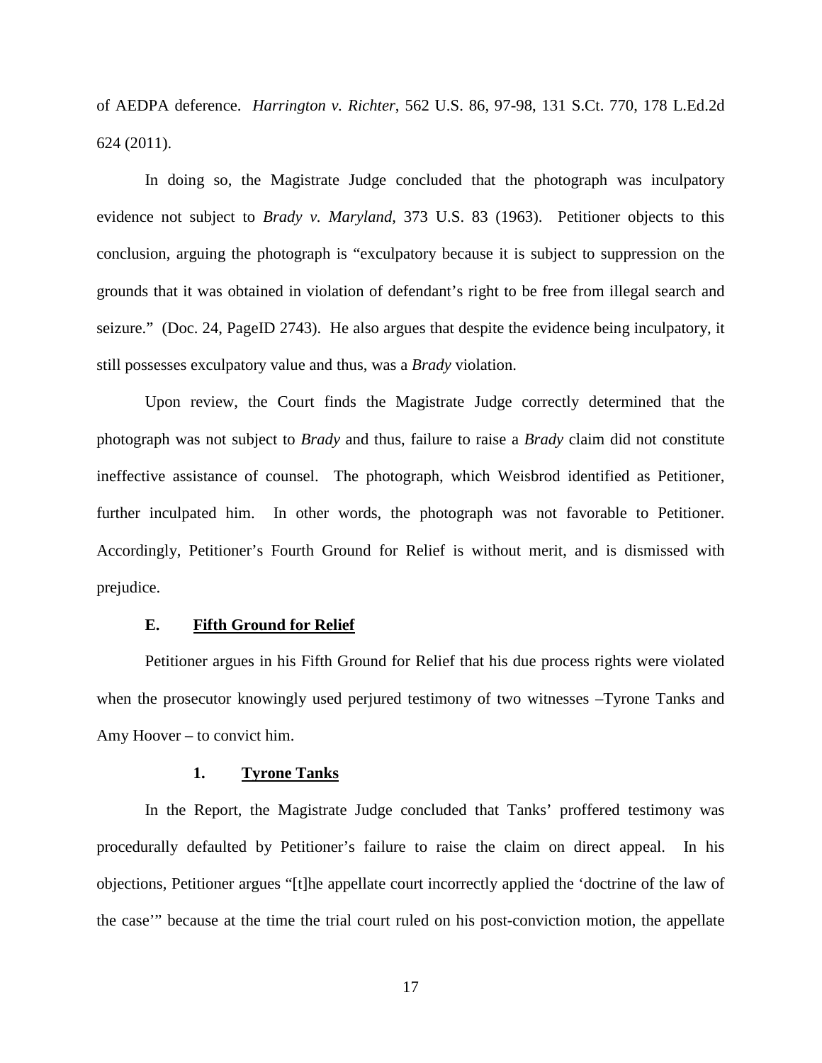of AEDPA deference. *Harrington v. Richter*, 562 U.S. 86, 97-98, 131 S.Ct. 770, 178 L.Ed.2d 624 (2011).

In doing so, the Magistrate Judge concluded that the photograph was inculpatory evidence not subject to *Brady v. Maryland*, 373 U.S. 83 (1963). Petitioner objects to this conclusion, arguing the photograph is "exculpatory because it is subject to suppression on the grounds that it was obtained in violation of defendant's right to be free from illegal search and seizure." (Doc. 24, PageID 2743). He also argues that despite the evidence being inculpatory, it still possesses exculpatory value and thus, was a *Brady* violation.

Upon review, the Court finds the Magistrate Judge correctly determined that the photograph was not subject to *Brady* and thus, failure to raise a *Brady* claim did not constitute ineffective assistance of counsel. The photograph, which Weisbrod identified as Petitioner, further inculpated him. In other words, the photograph was not favorable to Petitioner. Accordingly, Petitioner's Fourth Ground for Relief is without merit, and is dismissed with prejudice.

### E. Fifth Ground for Relief

Petitioner argues in his Fifth Ground for Relief that his due process rights were violated when the prosecutor knowingly used perjured testimony of two witnesses –Tyrone Tanks and Amy Hoover – to convict him.

#### 1. Tyrone Tanks

In the Report, the Magistrate Judge concluded that Tanks' proffered testimony was procedurally defaulted by Petitioner's failure to raise the claim on direct appeal. In his objections, Petitioner argues "[t]he appellate court incorrectly applied the 'doctrine of the law of the case'" because at the time the trial court ruled on his post-conviction motion, the appellate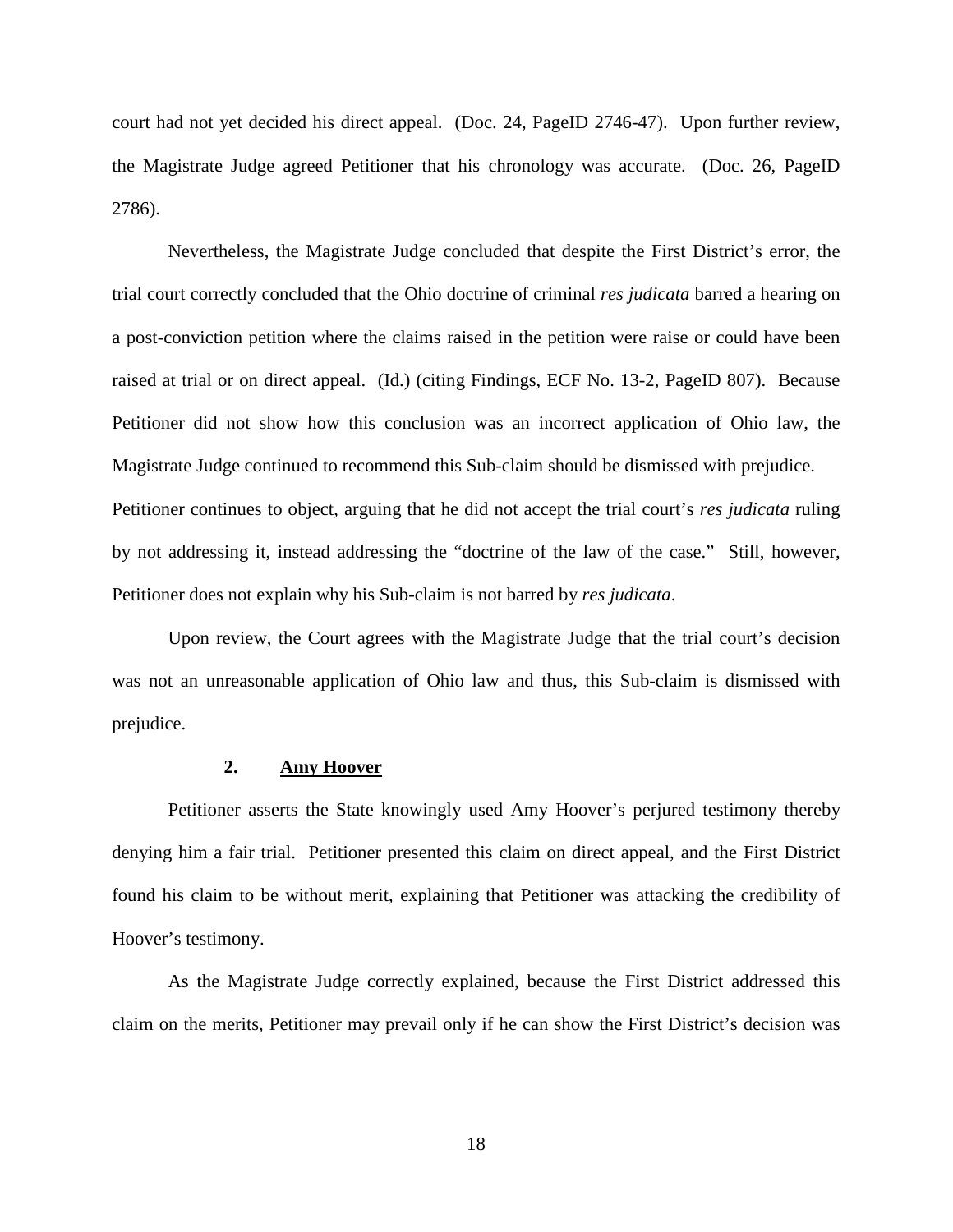court had not yet decided his direct appeal. (Doc. 24, PageID 2746-47). Upon further review, the Magistrate Judge agreed Petitioner that his chronology was accurate. (Doc. 26, PageID 2786).

Nevertheless, the Magistrate Judge concluded that despite the First District's error, the trial court correctly concluded that the Ohio doctrine of criminal *res judicata* barred a hearing on a post-conviction petition where the claims raised in the petition were raise or could have been raised at trial or on direct appeal. (Id.) (citing Findings, ECF No. 13-2, PageID 807). Because Petitioner did not show how this conclusion was an incorrect application of Ohio law, the Magistrate Judge continued to recommend this Sub-claim should be dismissed with prejudice. Petitioner continues to object, arguing that he did not accept the trial court's *res judicata* ruling by not addressing it, instead addressing the "doctrine of the law of the case." Still, however, Petitioner does not explain why his Sub-claim is not barred by *res judicata*.

Upon review, the Court agrees with the Magistrate Judge that the trial court's decision was not an unreasonable application of Ohio law and thus, this Sub-claim is dismissed with prejudice.

**2. <u>Amy Hoover</u>**

Petitioner asserts the State knowingly used Amy Hoover's perjured testimony thereby denying him a fair trial. Petitioner presented this claim on direct appeal, and the First District found his claim to be without merit, explaining that Petitioner was attacking the credibility of Hoover's testimony.

As the Magistrate Judge correctly explained, because the First District addressed this claim on the merits, Petitioner may prevail only if he can show the First District's decision was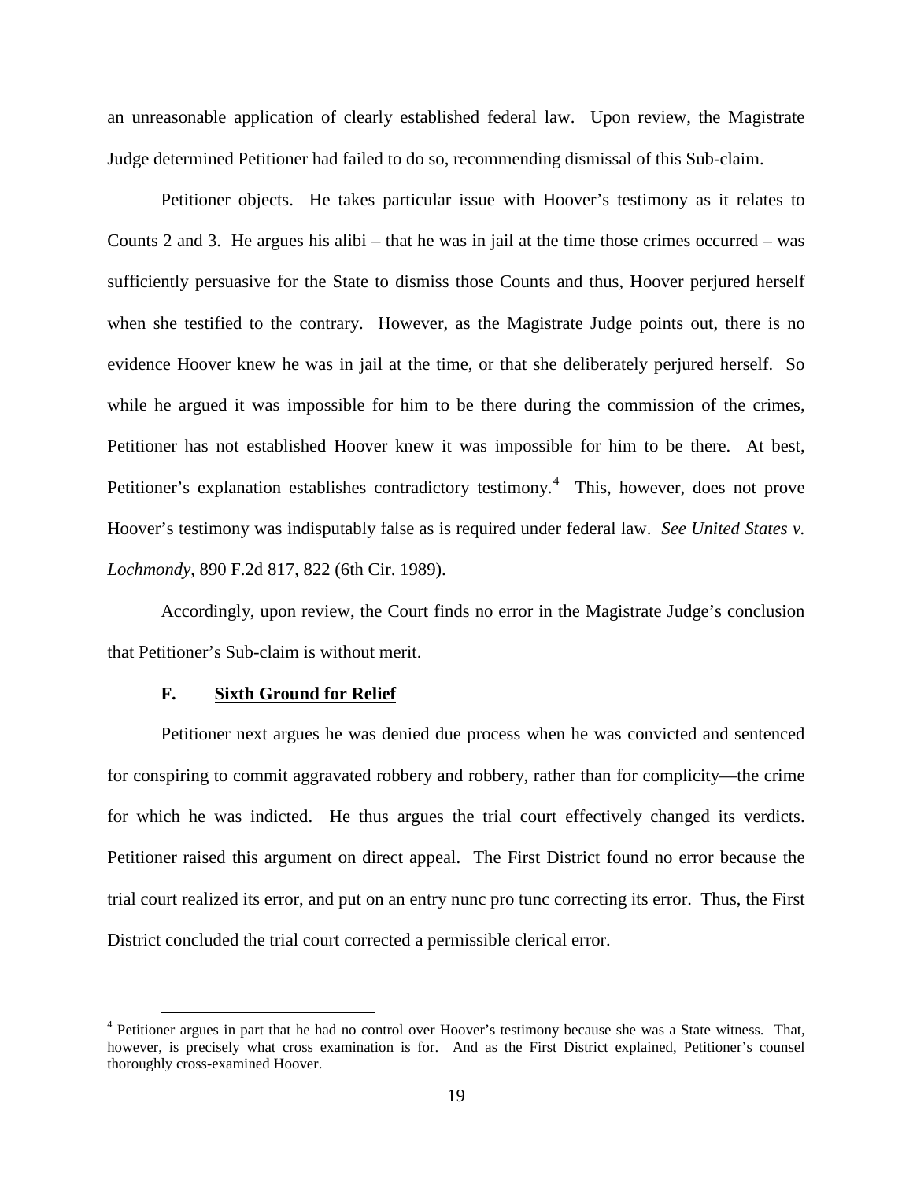an unreasonable application of clearly established federal law. Upon review, the Magistrate Judge determined Petitioner had failed to do so, recommending dismissal of this Sub-claim.

Petitioner objects. He takes particular issue with Hoover's testimony as it relates to Counts 2 and 3. He argues his alibi – that he was in jail at the time those crimes occurred – was sufficiently persuasive for the State to dismiss those Counts and thus, Hoover perjured herself when she testified to the contrary. However, as the Magistrate Judge points out, there is no evidence Hoover knew he was in jail at the time, or that she deliberately perjured herself. So while he argued it was impossible for him to be there during the commission of the crimes, Petitioner has not established Hoover knew it was impossible for him to be there. At best, Petitioner's explanation establishes contradictory testimony.[4] This, however, does not prove Hoover's testimony was indisputably false as is required under federal law. *See United States v. Lochmondy*, 890 F.2d 817, 822 (6th Cir. 1989).

Accordingly, upon review, the Court finds no error in the Magistrate Judge's conclusion that Petitioner's Sub-claim is without merit.

### F. Sixth Ground for Relief

Petitioner next argues he was denied due process when he was convicted and sentenced for conspiring to commit aggravated robbery and robbery, rather than for complicity—the crime for which he was indicted. He thus argues the trial court effectively changed its verdicts. Petitioner raised this argument on direct appeal. The First District found no error because the trial court realized its error, and put on an entry nunc pro tunc correcting its error. Thus, the First District concluded the trial court corrected a permissible clerical error.

[4] Petitioner argues in part that he had no control over Hoover's testimony because she was a State witness. That, however, is precisely what cross examination is for. And as the First District explained, Petitioner's counsel thoroughly cross-examined Hoover.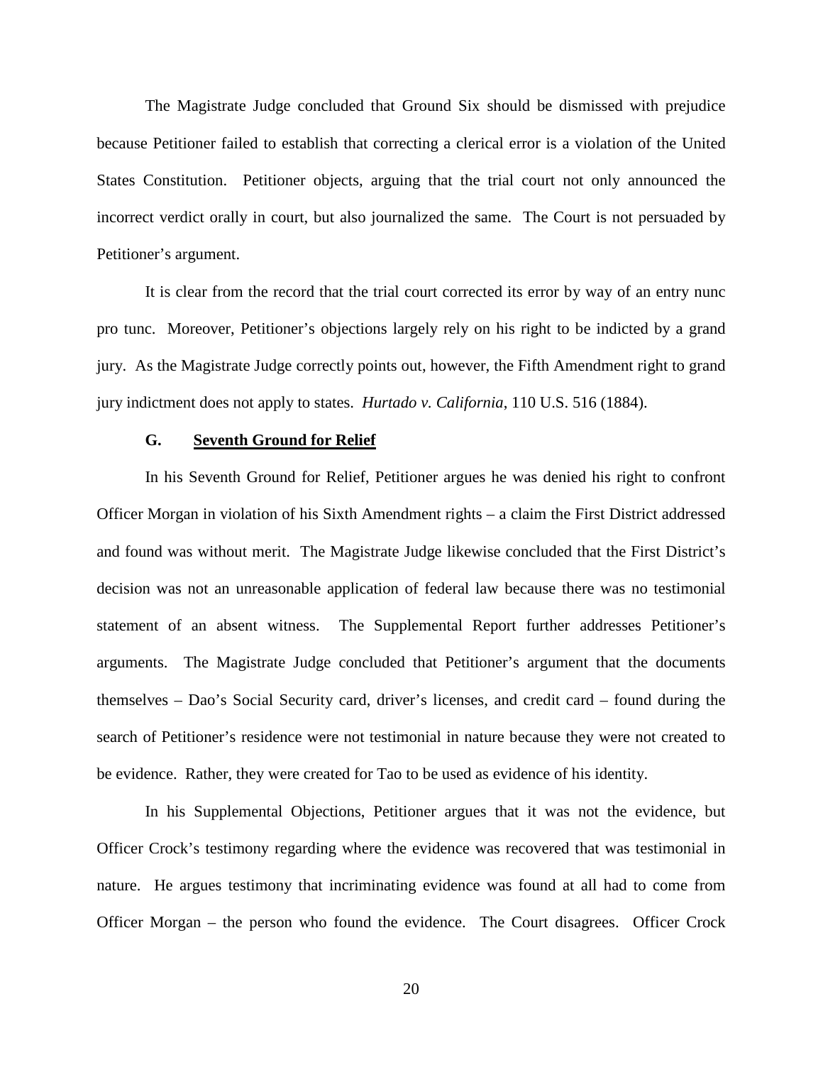The Magistrate Judge concluded that Ground Six should be dismissed with prejudice because Petitioner failed to establish that correcting a clerical error is a violation of the United States Constitution. Petitioner objects, arguing that the trial court not only announced the incorrect verdict orally in court, but also journalized the same. The Court is not persuaded by Petitioner's argument.

It is clear from the record that the trial court corrected its error by way of an entry nunc pro tunc. Moreover, Petitioner's objections largely rely on his right to be indicted by a grand jury. As the Magistrate Judge correctly points out, however, the Fifth Amendment right to grand jury indictment does not apply to states. *Hurtado v. California*, 110 U.S. 516 (1884).

### G. <u>Seventh Ground for Relief</u>

In his Seventh Ground for Relief, Petitioner argues he was denied his right to confront Officer Morgan in violation of his Sixth Amendment rights – a claim the First District addressed and found was without merit. The Magistrate Judge likewise concluded that the First District's decision was not an unreasonable application of federal law because there was no testimonial statement of an absent witness. The Supplemental Report further addresses Petitioner's arguments. The Magistrate Judge concluded that Petitioner's argument that the documents themselves – Dao's Social Security card, driver's licenses, and credit card – found during the search of Petitioner's residence were not testimonial in nature because they were not created to be evidence. Rather, they were created for Tao to be used as evidence of his identity.

In his Supplemental Objections, Petitioner argues that it was not the evidence, but Officer Crock's testimony regarding where the evidence was recovered that was testimonial in nature. He argues testimony that incriminating evidence was found at all had to come from Officer Morgan – the person who found the evidence. The Court disagrees. Officer Crock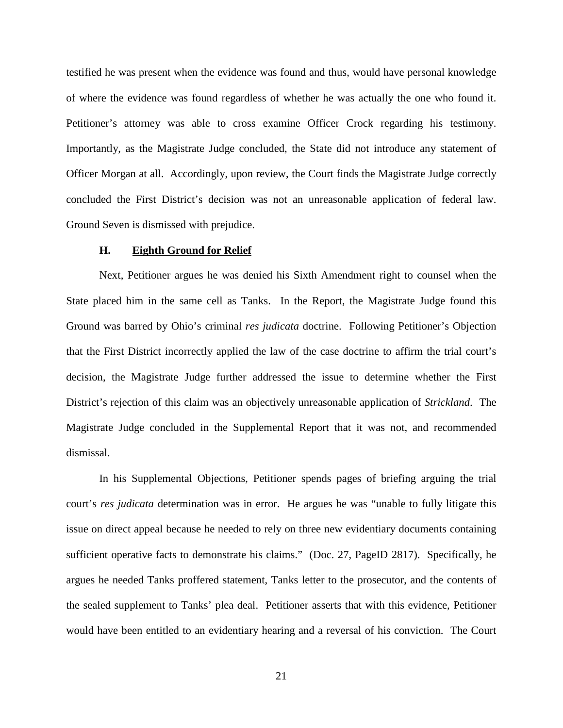testified he was present when the evidence was found and thus, would have personal knowledge of where the evidence was found regardless of whether he was actually the one who found it. Petitioner's attorney was able to cross examine Officer Crock regarding his testimony. Importantly, as the Magistrate Judge concluded, the State did not introduce any statement of Officer Morgan at all. Accordingly, upon review, the Court finds the Magistrate Judge correctly concluded the First District's decision was not an unreasonable application of federal law. Ground Seven is dismissed with prejudice.

### H. <u>Eighth Ground for Relief</u>

Next, Petitioner argues he was denied his Sixth Amendment right to counsel when the State placed him in the same cell as Tanks. In the Report, the Magistrate Judge found this Ground was barred by Ohio's criminal *res judicata* doctrine. Following Petitioner's Objection that the First District incorrectly applied the law of the case doctrine to affirm the trial court's decision, the Magistrate Judge further addressed the issue to determine whether the First District's rejection of this claim was an objectively unreasonable application of *Strickland*. The Magistrate Judge concluded in the Supplemental Report that it was not, and recommended dismissal.

In his Supplemental Objections, Petitioner spends pages of briefing arguing the trial court's *res judicata* determination was in error. He argues he was "unable to fully litigate this issue on direct appeal because he needed to rely on three new evidentiary documents containing sufficient operative facts to demonstrate his claims." (Doc. 27, PageID 2817). Specifically, he argues he needed Tanks proffered statement, Tanks letter to the prosecutor, and the contents of the sealed supplement to Tanks' plea deal. Petitioner asserts that with this evidence, Petitioner would have been entitled to an evidentiary hearing and a reversal of his conviction. The Court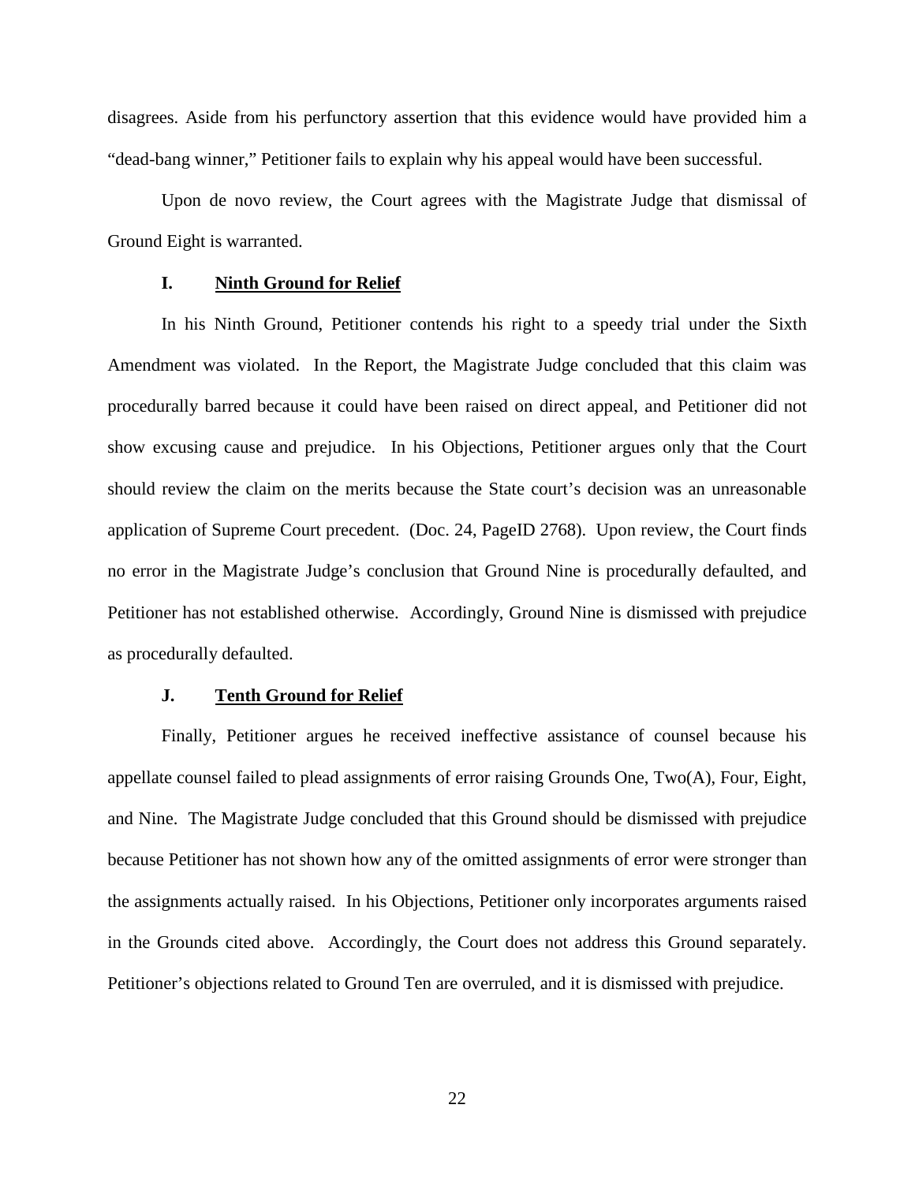disagrees. Aside from his perfunctory assertion that this evidence would have provided him a "dead-bang winner," Petitioner fails to explain why his appeal would have been successful.

Upon de novo review, the Court agrees with the Magistrate Judge that dismissal of Ground Eight is warranted.

### I. Ninth Ground for Relief

In his Ninth Ground, Petitioner contends his right to a speedy trial under the Sixth Amendment was violated. In the Report, the Magistrate Judge concluded that this claim was procedurally barred because it could have been raised on direct appeal, and Petitioner did not show excusing cause and prejudice. In his Objections, Petitioner argues only that the Court should review the claim on the merits because the State court's decision was an unreasonable application of Supreme Court precedent. (Doc. 24, PageID 2768). Upon review, the Court finds no error in the Magistrate Judge's conclusion that Ground Nine is procedurally defaulted, and Petitioner has not established otherwise. Accordingly, Ground Nine is dismissed with prejudice as procedurally defaulted.

### J. Tenth Ground for Relief

Finally, Petitioner argues he received ineffective assistance of counsel because his appellate counsel failed to plead assignments of error raising Grounds One, Two(A), Four, Eight, and Nine. The Magistrate Judge concluded that this Ground should be dismissed with prejudice because Petitioner has not shown how any of the omitted assignments of error were stronger than the assignments actually raised. In his Objections, Petitioner only incorporates arguments raised in the Grounds cited above. Accordingly, the Court does not address this Ground separately. Petitioner's objections related to Ground Ten are overruled, and it is dismissed with prejudice.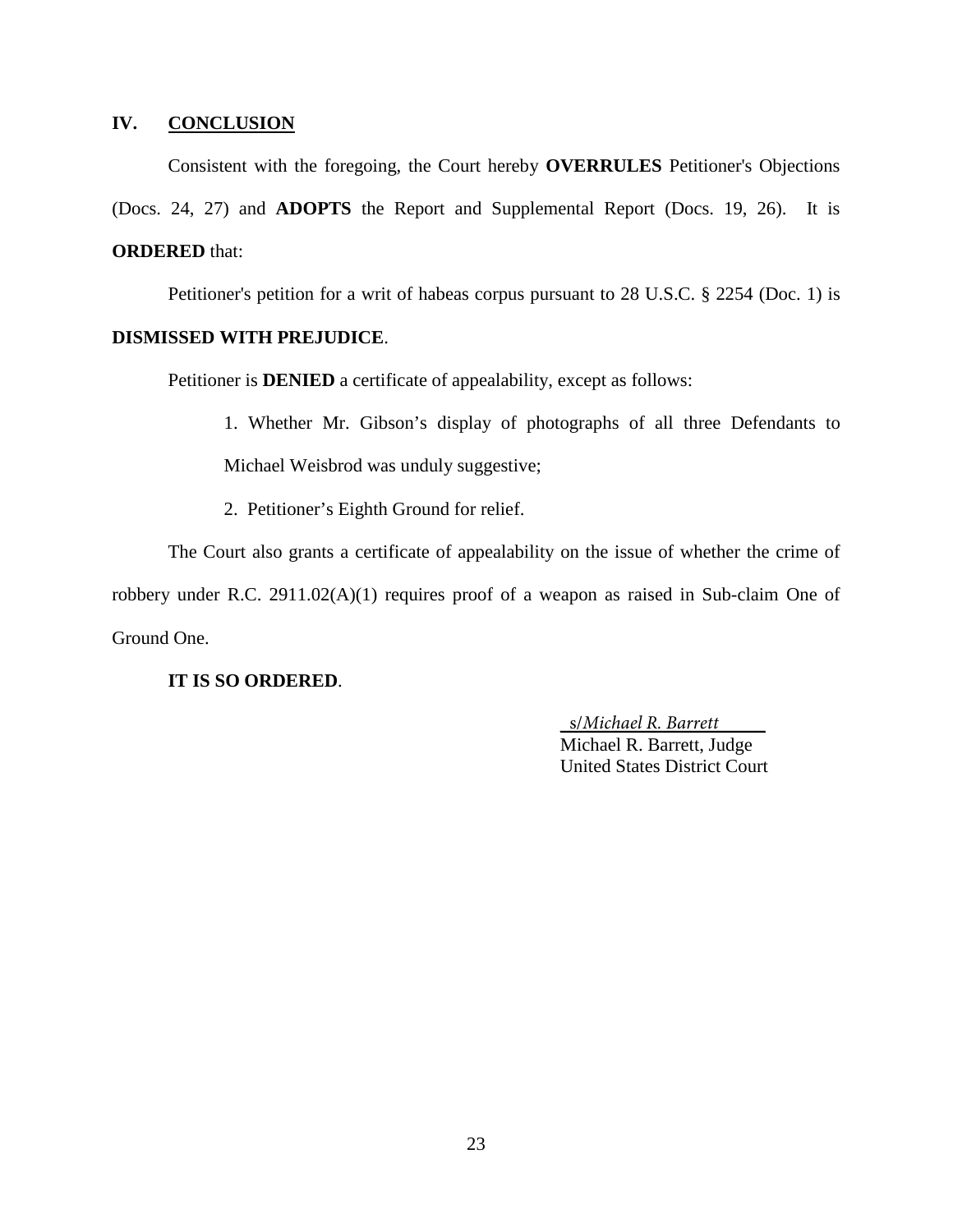## IV. CONCLUSION

Consistent with the foregoing, the Court hereby **OVERRULES** Petitioner's Objections (Docs. 24, 27) and **ADOPTS** the Report and Supplemental Report (Docs. 19, 26). It is **ORDERED** that:

Petitioner's petition for a writ of habeas corpus pursuant to 28 U.S.C. § 2254 (Doc. 1) is **DISMISSED WITH PREJUDICE**.

Petitioner is **DENIED** a certificate of appealability, except as follows:

1. Whether Mr. Gibson's display of photographs of all three Defendants to Michael Weisbrod was unduly suggestive;

2. Petitioner's Eighth Ground for relief.

The Court also grants a certificate of appealability on the issue of whether the crime of robbery under R.C. 2911.02(A)(1) requires proof of a weapon as raised in Sub-claim One of Ground One.

**IT IS SO ORDERED**.

s/*Michael R. Barrett*
Michael R. Barrett, Judge
United States District Court